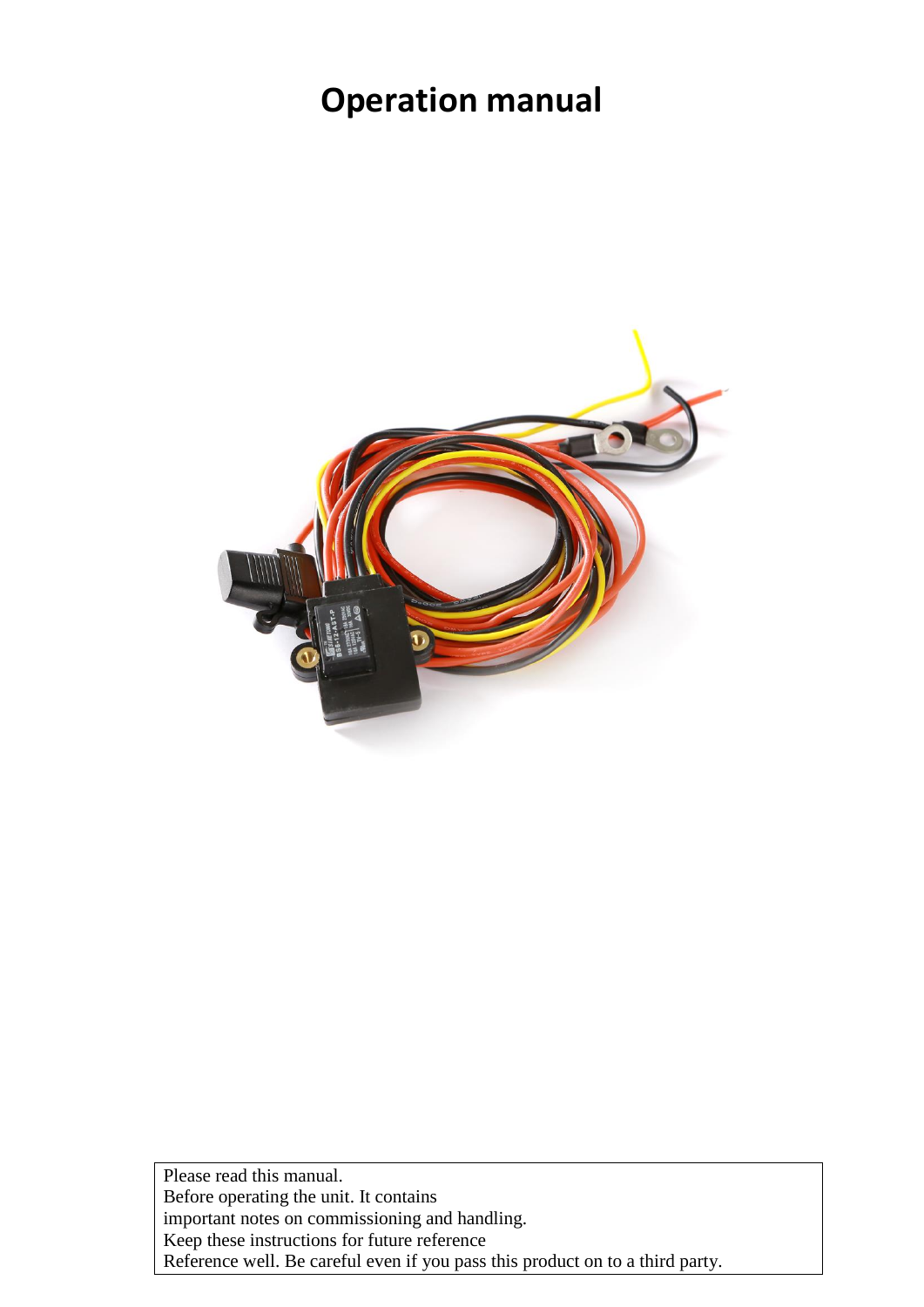# Operation manual

Please read this manual.
Before operating the unit. It contains
important notes on commissioning and handling.
Keep these instructions for future reference
Reference well. Be careful even if you pass this product on to a third party.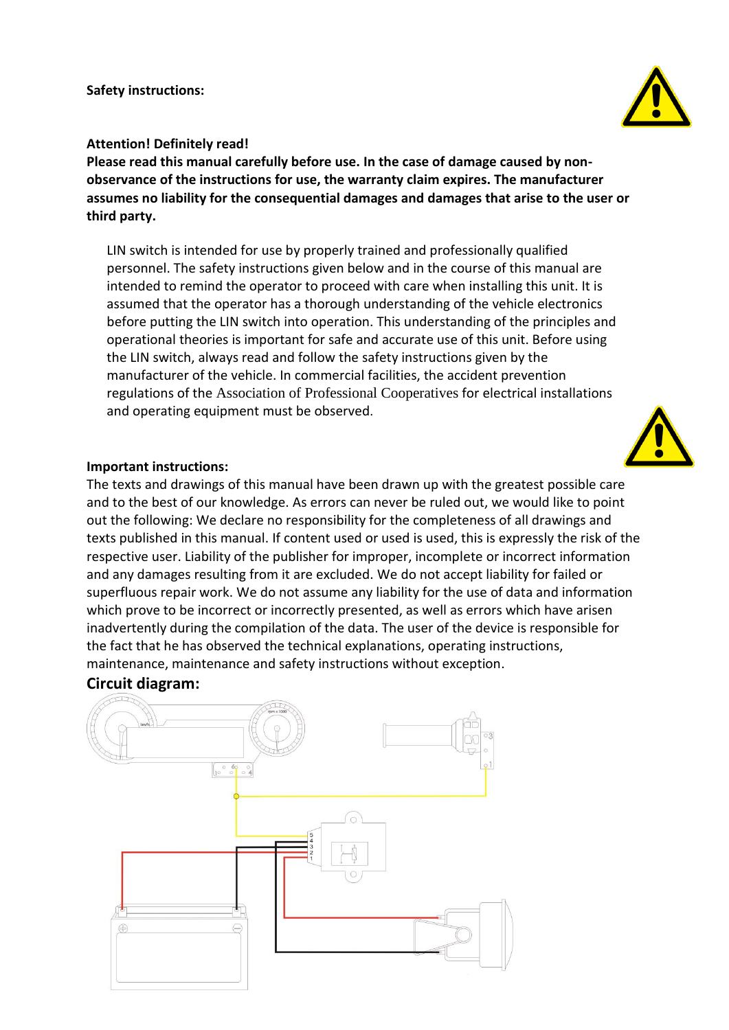**Safety instructions:**

**Attention! Definitely read!**
**Please read this manual carefully before use. In the case of damage caused by non-observance of the instructions for use, the warranty claim expires. The manufacturer assumes no liability for the consequential damages and damages that arise to the user or third party.**

LIN switch is intended for use by properly trained and professionally qualified personnel. The safety instructions given below and in the course of this manual are intended to remind the operator to proceed with care when installing this unit. It is assumed that the operator has a thorough understanding of the vehicle electronics before putting the LIN switch into operation. This understanding of the principles and operational theories is important for safe and accurate use of this unit. Before using the LIN switch, always read and follow the safety instructions given by the manufacturer of the vehicle. In commercial facilities, the accident prevention regulations of the Association of Professional Cooperatives for electrical installations and operating equipment must be observed.

**Important instructions:**
The texts and drawings of this manual have been drawn up with the greatest possible care and to the best of our knowledge. As errors can never be ruled out, we would like to point out the following: We declare no responsibility for the completeness of all drawings and texts published in this manual. If content used or used is used, this is expressly the risk of the respective user. Liability of the publisher for improper, incomplete or incorrect information and any damages resulting from it are excluded. We do not accept liability for failed or superfluous repair work. We do not assume any liability for the use of data and information which prove to be incorrect or incorrectly presented, as well as errors which have arisen inadvertently during the compilation of the data. The user of the device is responsible for the fact that he has observed the technical explanations, operating instructions, maintenance, maintenance and safety instructions without exception.

## Circuit diagram: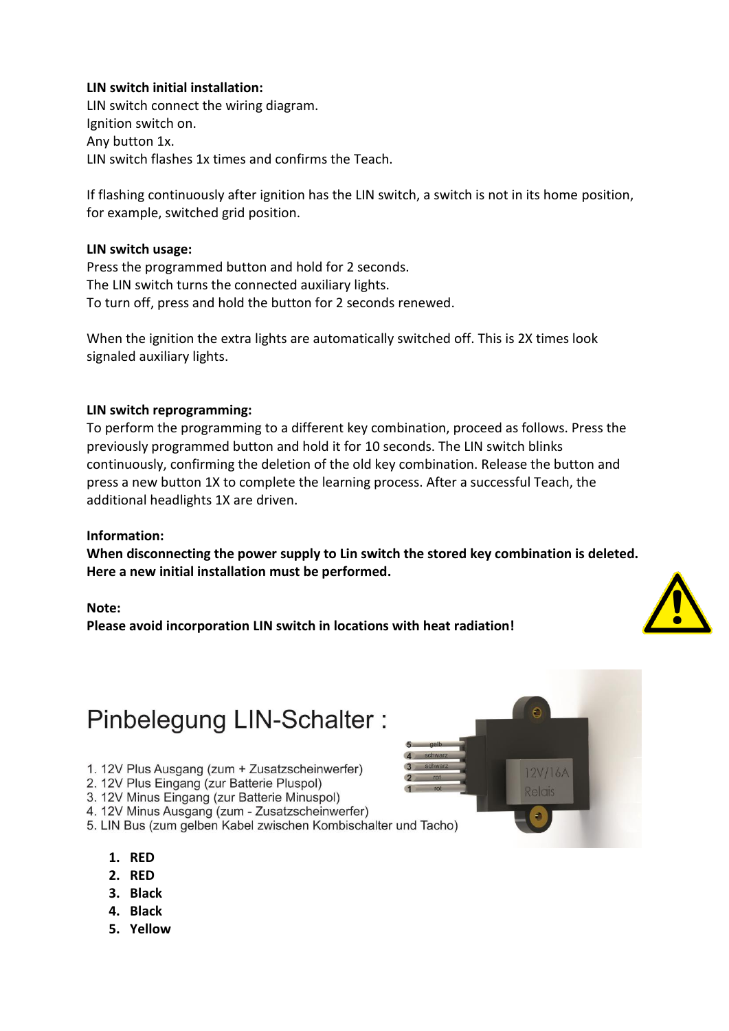**LIN switch initial installation:**
LIN switch connect the wiring diagram.
Ignition switch on.
Any button 1x.
LIN switch flashes 1x times and confirms the Teach.

If flashing continuously after ignition has the LIN switch, a switch is not in its home position, for example, switched grid position.

**LIN switch usage:**
Press the programmed button and hold for 2 seconds.
The LIN switch turns the connected auxiliary lights.
To turn off, press and hold the button for 2 seconds renewed.

When the ignition the extra lights are automatically switched off. This is 2X times look signaled auxiliary lights.

**LIN switch reprogramming:**
To perform the programming to a different key combination, proceed as follows. Press the previously programmed button and hold it for 10 seconds. The LIN switch blinks continuously, confirming the deletion of the old key combination. Release the button and press a new button 1X to complete the learning process. After a successful Teach, the additional headlights 1X are driven.

**Information:**
**When disconnecting the power supply to Lin switch the stored key combination is deleted. Here a new initial installation must be performed.**

**Note:**
**Please avoid incorporation LIN switch in locations with heat radiation!**

## Pinbelegung LIN-Schalter :

1. 12V Plus Ausgang (zum + Zusatzscheinwerfer)
2. 12V Plus Eingang (zur Batterie Pluspol)
3. 12V Minus Eingang (zur Batterie Minuspol)
4. 12V Minus Ausgang (zum - Zusatzscheinwerfer)
5. LIN Bus (zum gelben Kabel zwischen Kombischalter und Tacho)

1. **RED**
2. **RED**
3. **Black**
4. **Black**
5. **Yellow**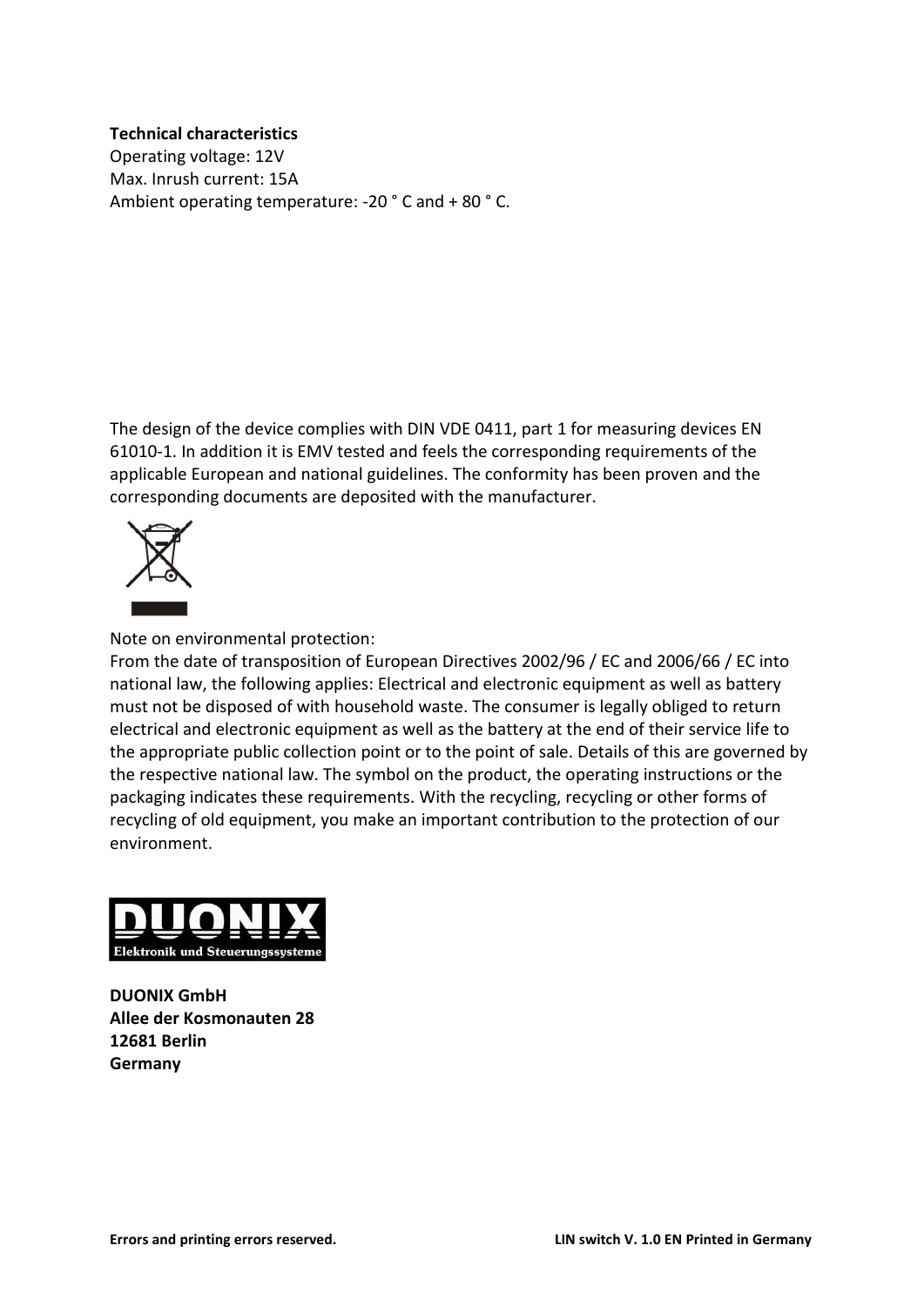**Technical characteristics**
Operating voltage: 12V
Max. Inrush current: 15A
Ambient operating temperature: -20 ° C and + 80 ° C.

The design of the device complies with DIN VDE 0411, part 1 for measuring devices EN 61010-1. In addition it is EMV tested and feels the corresponding requirements of the applicable European and national guidelines. The conformity has been proven and the corresponding documents are deposited with the manufacturer.

Note on environmental protection:
From the date of transposition of European Directives 2002/96 / EC and 2006/66 / EC into national law, the following applies: Electrical and electronic equipment as well as battery must not be disposed of with household waste. The consumer is legally obliged to return electrical and electronic equipment as well as the battery at the end of their service life to the appropriate public collection point or to the point of sale. Details of this are governed by the respective national law. The symbol on the product, the operating instructions or the packaging indicates these requirements. With the recycling, recycling or other forms of recycling of old equipment, you make an important contribution to the protection of our environment.

DUONIX
Elektronik und Steuerungssysteme

**DUONIX GmbH**
**Allee der Kosmonauten 28**
**12681 Berlin**
**Germany**

**Errors and printing errors reserved.** **LIN switch V. 1.0 EN Printed in Germany**